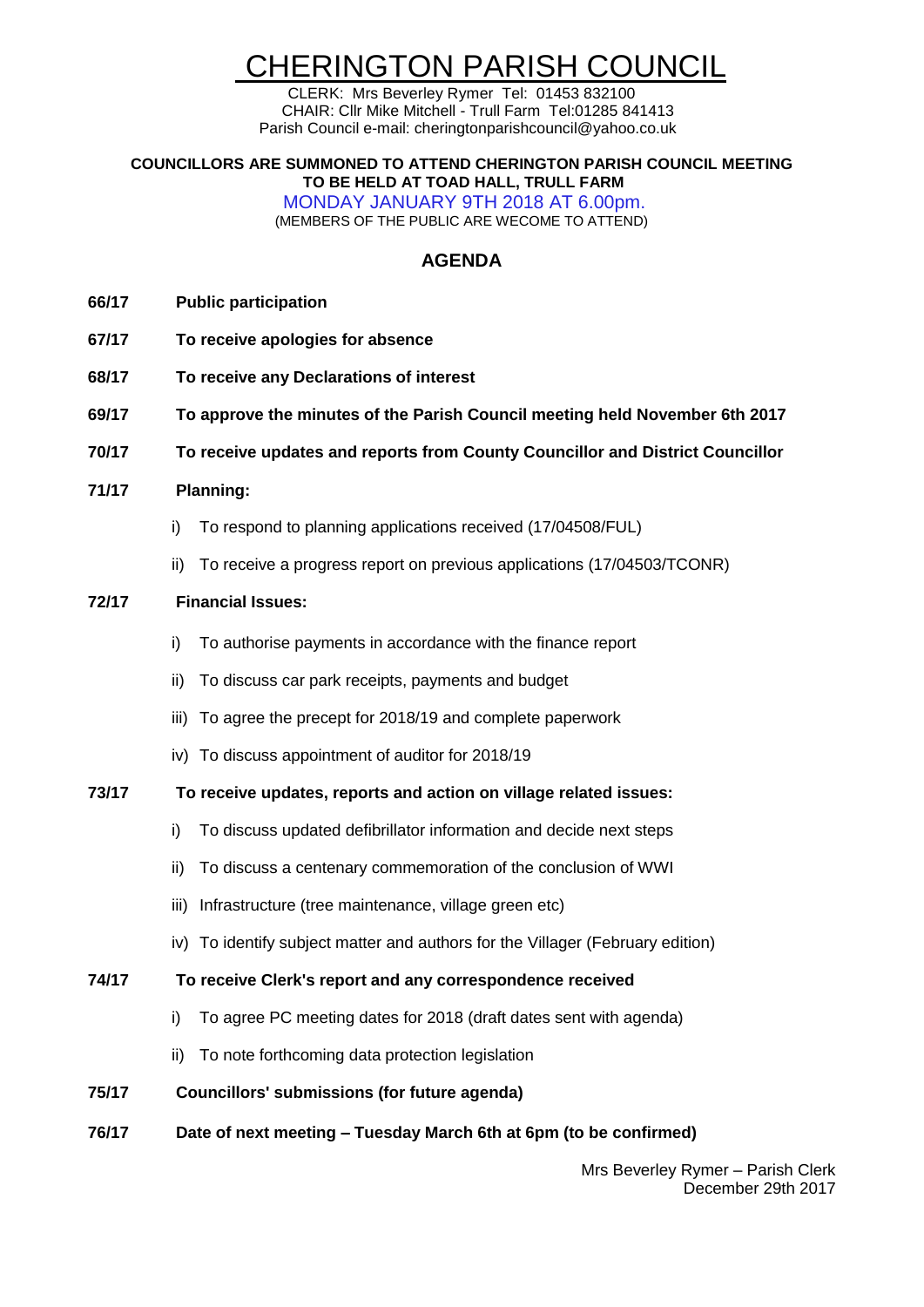# CHERINGTON PARISH COUNCIL

CLERK: Mrs Beverley Rymer Tel: 01453 832100
CHAIR: Cllr Mike Mitchell - Trull Farm Tel:01285 841413
Parish Council e-mail: cheringtonparishcouncil@yahoo.co.uk

**COUNCILLORS ARE SUMMONED TO ATTEND CHERINGTON PARISH COUNCIL MEETING TO BE HELD AT TOAD HALL, TRULL FARM**

MONDAY JANUARY 9TH 2018 AT 6.00pm.

(MEMBERS OF THE PUBLIC ARE WECOME TO ATTEND)

## AGENDA

**66/17 Public participation**

**67/17 To receive apologies for absence**

**68/17 To receive any Declarations of interest**

**69/17 To approve the minutes of the Parish Council meeting held November 6th 2017**

**70/17 To receive updates and reports from County Councillor and District Councillor**

**71/17 Planning:**

- i) To respond to planning applications received (17/04508/FUL)
- ii) To receive a progress report on previous applications (17/04503/TCONR)

**72/17 Financial Issues:**

- i) To authorise payments in accordance with the finance report
- ii) To discuss car park receipts, payments and budget
- iii) To agree the precept for 2018/19 and complete paperwork
- iv) To discuss appointment of auditor for 2018/19

**73/17 To receive updates, reports and action on village related issues:**

- i) To discuss updated defibrillator information and decide next steps
- ii) To discuss a centenary commemoration of the conclusion of WWI
- iii) Infrastructure (tree maintenance, village green etc)
- iv) To identify subject matter and authors for the Villager (February edition)

**74/17 To receive Clerk's report and any correspondence received**

- i) To agree PC meeting dates for 2018 (draft dates sent with agenda)
- ii) To note forthcoming data protection legislation

**75/17 Councillors' submissions (for future agenda)**

**76/17 Date of next meeting – Tuesday March 6th at 6pm (to be confirmed)**

Mrs Beverley Rymer – Parish Clerk
December 29th 2017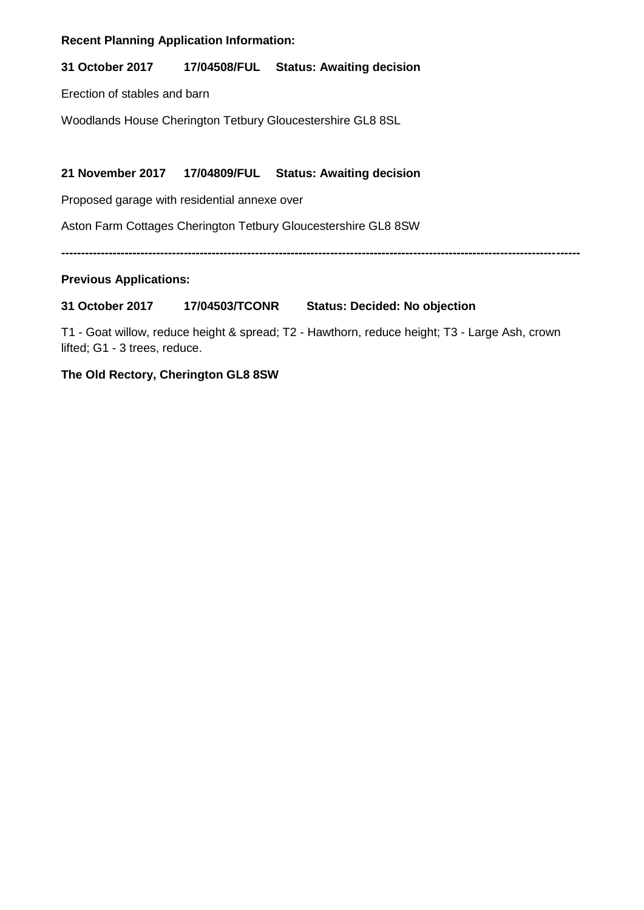**Recent Planning Application Information:**

**31 October 2017 17/04508/FUL Status: Awaiting decision**

Erection of stables and barn

Woodlands House Cherington Tetbury Gloucestershire GL8 8SL

**21 November 2017 17/04809/FUL Status: Awaiting decision**

Proposed garage with residential annexe over

Aston Farm Cottages Cherington Tetbury Gloucestershire GL8 8SW

---

**Previous Applications:**

**31 October 2017 17/04503/TCONR Status: Decided: No objection**

T1 - Goat willow, reduce height & spread; T2 - Hawthorn, reduce height; T3 - Large Ash, crown lifted; G1 - 3 trees, reduce.

**The Old Rectory, Cherington GL8 8SW**